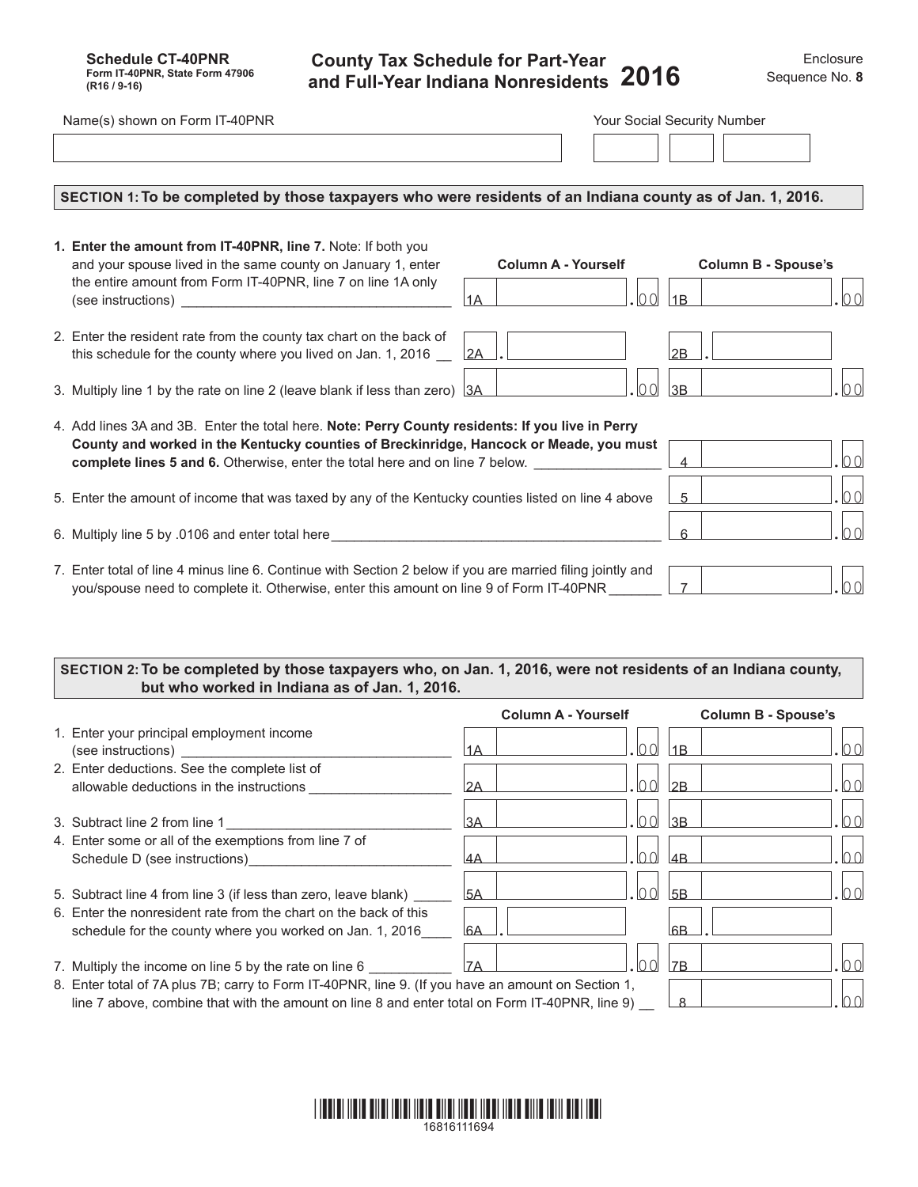**Schedule CT-40PNR**
**Form IT-40PNR, State Form 47906**
**(R16 / 9-16)**

# County Tax Schedule for Part-Year and Full-Year Indiana Nonresidents 2016

Enclosure Sequence No. **8**

Name(s) shown on Form IT-40PNR

Your Social Security Number

## SECTION 1: To be completed by those taxpayers who were residents of an Indiana county as of Jan. 1, 2016.

| | Column A - Yourself | Column B - Spouse's |
|---|---|---|
| **1. Enter the amount from IT-40PNR, line 7.** Note: If both you and your spouse lived in the same county on January 1, enter the entire amount from Form IT-40PNR, line 7 on line 1A only (see instructions) | 1A .00 | 1B .00 |
| 2. Enter the resident rate from the county tax chart on the back of this schedule for the county where you lived on Jan. 1, 2016 | 2A . | 2B . |
| 3. Multiply line 1 by the rate on line 2 (leave blank if less than zero) | 3A .00 | 3B .00 |

4. Add lines 3A and 3B. Enter the total here. **Note: Perry County residents: If you live in Perry County and worked in the Kentucky counties of Breckinridge, Hancock or Meade, you must complete lines 5 and 6.** Otherwise, enter the total here and on line 7 below. — 4 .00

5. Enter the amount of income that was taxed by any of the Kentucky counties listed on line 4 above — 5 .00

6. Multiply line 5 by .0106 and enter total here — 6 .00

7. Enter total of line 4 minus line 6. Continue with Section 2 below if you are married filing jointly and you/spouse need to complete it. Otherwise, enter this amount on line 9 of Form IT-40PNR — 7 .00

## SECTION 2: To be completed by those taxpayers who, on Jan. 1, 2016, were not residents of an Indiana county, but who worked in Indiana as of Jan. 1, 2016.

| | Column A - Yourself | Column B - Spouse's |
|---|---|---|
| 1. Enter your principal employment income (see instructions) | 1A .00 | 1B .00 |
| 2. Enter deductions. See the complete list of allowable deductions in the instructions | 2A .00 | 2B .00 |
| 3. Subtract line 2 from line 1 | 3A .00 | 3B .00 |
| 4. Enter some or all of the exemptions from line 7 of Schedule D (see instructions) | 4A .00 | 4B .00 |
| 5. Subtract line 4 from line 3 (if less than zero, leave blank) | 5A .00 | 5B .00 |
| 6. Enter the nonresident rate from the chart on the back of this schedule for the county where you worked on Jan. 1, 2016 | 6A . | 6B . |
| 7. Multiply the income on line 5 by the rate on line 6 | 7A .00 | 7B .00 |

8. Enter total of 7A plus 7B; carry to Form IT-40PNR, line 9. (If you have an amount on Section 1, line 7 above, combine that with the amount on line 8 and enter total on Form IT-40PNR, line 9) — 8 .00

16816111694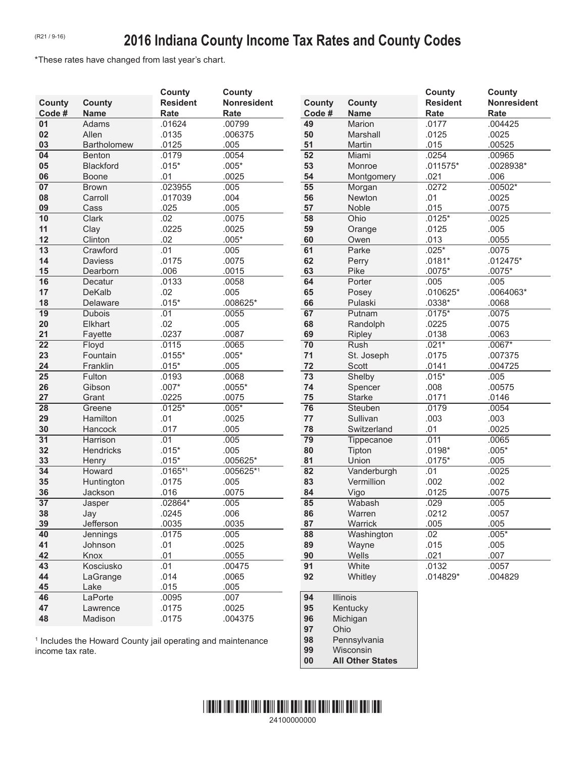# 2016 Indiana County Income Tax Rates and County Codes

*These rates have changed from last year's chart.

| County Code # | County Name | County Resident Rate | County Nonresident Rate |
|---|---|---|---|
| 01 | Adams | .01624 | .00799 |
| 02 | Allen | .0135 | .006375 |
| 03 | Bartholomew | .0125 | .005 |
| 04 | Benton | .0179 | .0054 |
| 05 | Blackford | .015* | .005* |
| 06 | Boone | .01 | .0025 |
| 07 | Brown | .023955 | .005 |
| 08 | Carroll | .017039 | .004 |
| 09 | Cass | .025 | .005 |
| 10 | Clark | .02 | .0075 |
| 11 | Clay | .0225 | .0025 |
| 12 | Clinton | .02 | .005* |
| 13 | Crawford | .01 | .005 |
| 14 | Daviess | .0175 | .0075 |
| 15 | Dearborn | .006 | .0015 |
| 16 | Decatur | .0133 | .0058 |
| 17 | DeKalb | .02 | .005 |
| 18 | Delaware | .015* | .008625* |
| 19 | Dubois | .01 | .0055 |
| 20 | Elkhart | .02 | .005 |
| 21 | Fayette | .0237 | .0087 |
| 22 | Floyd | .0115 | .0065 |
| 23 | Fountain | .0155* | .005* |
| 24 | Franklin | .015* | .005 |
| 25 | Fulton | .0193 | .0068 |
| 26 | Gibson | .007* | .0055* |
| 27 | Grant | .0225 | .0075 |
| 28 | Greene | .0125* | .005* |
| 29 | Hamilton | .01 | .0025 |
| 30 | Hancock | .017 | .005 |
| 31 | Harrison | .01 | .005 |
| 32 | Hendricks | .015* | .005 |
| 33 | Henry | .015* | .005625* |
| 34 | Howard | .0165*[1] | .005625*[1] |
| 35 | Huntington | .0175 | .005 |
| 36 | Jackson | .016 | .0075 |
| 37 | Jasper | .02864* | .005 |
| 38 | Jay | .0245 | .006 |
| 39 | Jefferson | .0035 | .0035 |
| 40 | Jennings | .0175 | .005 |
| 41 | Johnson | .01 | .0025 |
| 42 | Knox | .01 | .0055 |
| 43 | Kosciusko | .01 | .00475 |
| 44 | LaGrange | .014 | .0065 |
| 45 | Lake | .015 | .005 |
| 46 | LaPorte | .0095 | .007 |
| 47 | Lawrence | .0175 | .0025 |
| 48 | Madison | .0175 | .004375 |
| 49 | Marion | .0177 | .004425 |
| 50 | Marshall | .0125 | .0025 |
| 51 | Martin | .015 | .00525 |
| 52 | Miami | .0254 | .00965 |
| 53 | Monroe | .011575* | .0028938* |
| 54 | Montgomery | .021 | .006 |
| 55 | Morgan | .0272 | .00502* |
| 56 | Newton | .01 | .0025 |
| 57 | Noble | .015 | .0075 |
| 58 | Ohio | .0125* | .0025 |
| 59 | Orange | .0125 | .005 |
| 60 | Owen | .013 | .0055 |
| 61 | Parke | .025* | .0075 |
| 62 | Perry | .0181* | .012475* |
| 63 | Pike | .0075* | .0075* |
| 64 | Porter | .005 | .005 |
| 65 | Posey | .010625* | .0064063* |
| 66 | Pulaski | .0338* | .0068 |
| 67 | Putnam | .0175* | .0075 |
| 68 | Randolph | .0225 | .0075 |
| 69 | Ripley | .0138 | .0063 |
| 70 | Rush | .021* | .0067* |
| 71 | St. Joseph | .0175 | .007375 |
| 72 | Scott | .0141 | .004725 |
| 73 | Shelby | .015* | .005 |
| 74 | Spencer | .008 | .00575 |
| 75 | Starke | .0171 | .0146 |
| 76 | Steuben | .0179 | .0054 |
| 77 | Sullivan | .003 | .003 |
| 78 | Switzerland | .01 | .0025 |
| 79 | Tippecanoe | .011 | .0065 |
| 80 | Tipton | .0198* | .005* |
| 81 | Union | .0175* | .005 |
| 82 | Vanderburgh | .01 | .0025 |
| 83 | Vermillion | .002 | .002 |
| 84 | Vigo | .0125 | .0075 |
| 85 | Wabash | .029 | .005 |
| 86 | Warren | .0212 | .0057 |
| 87 | Warrick | .005 | .005 |
| 88 | Washington | .02 | .005* |
| 89 | Wayne | .015 | .005 |
| 90 | Wells | .021 | .007 |
| 91 | White | .0132 | .0057 |
| 92 | Whitley | .014829* | .004829 |

| | |
|---|---|
| 94 | Illinois |
| 95 | Kentucky |
| 96 | Michigan |
| 97 | Ohio |
| 98 | Pennsylvania |
| 99 | Wisconsin |
| 00 | **All Other States** |

[1] Includes the Howard County jail operating and maintenance income tax rate.